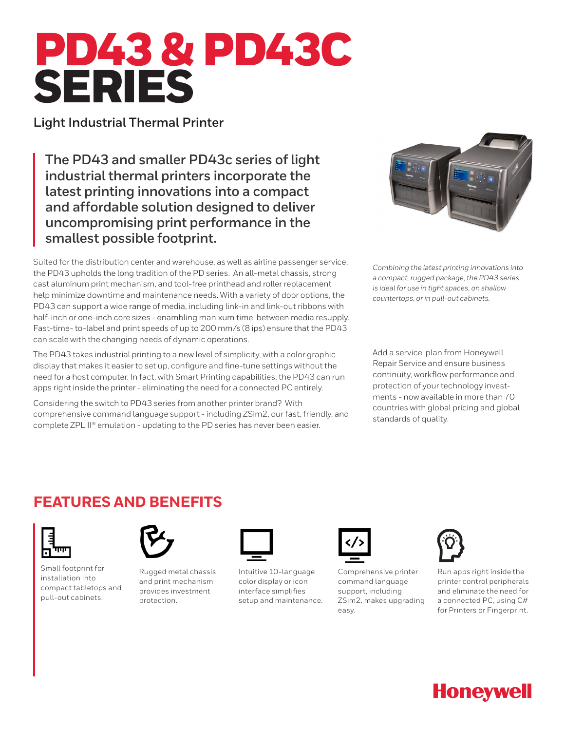# PD43 & PD43C SERIES

**Light Industrial Thermal Printer**

> **The PD43 and smaller PD43c series of light industrial thermal printers incorporate the latest printing innovations into a compact and affordable solution designed to deliver uncompromising print performance in the smallest possible footprint.**

Suited for the distribution center and warehouse, as well as airline passenger service, the PD43 upholds the long tradition of the PD series. An all-metal chassis, strong cast aluminum print mechanism, and tool-free printhead and roller replacement help minimize downtime and maintenance needs. With a variety of door options, the PD43 can support a wide range of media, including link-in and link-out ribbons with half-inch or one-inch core sizes - enambling manixum time between media resupply. Fast-time- to-label and print speeds of up to 200 mm/s (8 ips) ensure that the PD43 can scale with the changing needs of dynamic operations.

The PD43 takes industrial printing to a new level of simplicity, with a color graphic display that makes it easier to set up, configure and fine-tune settings without the need for a host computer. In fact, with Smart Printing capabilities, the PD43 can run apps right inside the printer - eliminating the need for a connected PC entirely.

Considering the switch to PD43 series from another printer brand? With comprehensive command language support - including ZSim2, our fast, friendly, and complete ZPL II® emulation - updating to the PD series has never been easier.

*Combining the latest printing innovations into a compact, rugged package, the PD43 series is ideal for use in tight spaces, on shallow countertops, or in pull-out cabinets.*

Add a service plan from Honeywell Repair Service and ensure business continuity, workflow performance and protection of your technology investments - now available in more than 70 countries with global pricing and global standards of quality.

## FEATURES AND BENEFITS

- Small footprint for installation into compact tabletops and pull-out cabinets.
- Rugged metal chassis and print mechanism provides investment protection.
- Intuitive 10-language color display or icon interface simplifies setup and maintenance.
- Comprehensive printer command language support, including ZSim2, makes upgrading easy.
- Run apps right inside the printer control peripherals and eliminate the need for a connected PC, using C# for Printers or Fingerprint.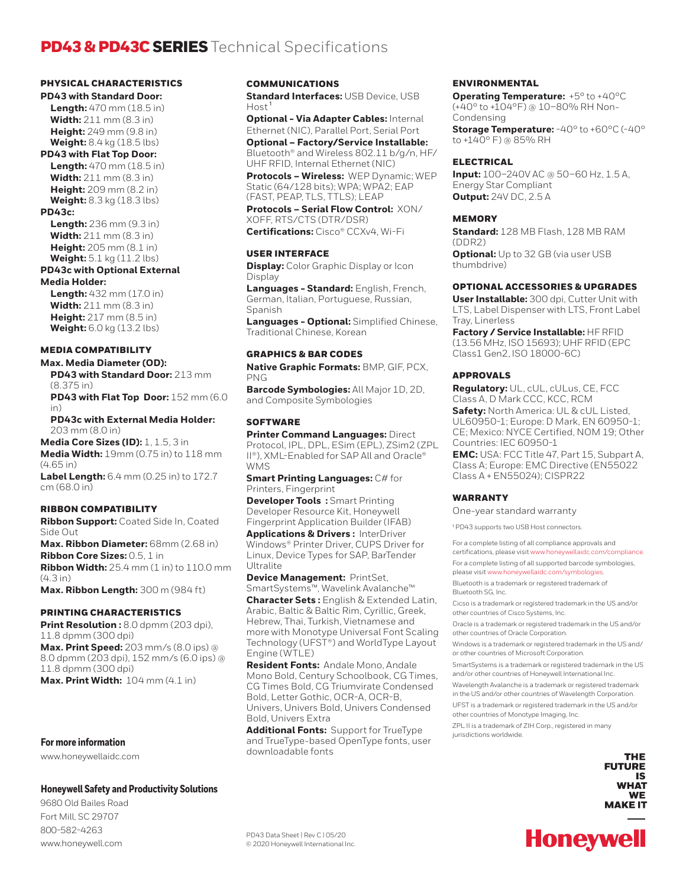# PD43 & PD43C SERIES Technical Specifications

## PHYSICAL CHARACTERISTICS

**PD43 with Standard Door:**
- **Length:** 470 mm (18.5 in)
- **Width:** 211 mm (8.3 in)
- **Height:** 249 mm (9.8 in)
- **Weight:** 8.4 kg (18.5 lbs)

**PD43 with Flat Top Door:**
- **Length:** 470 mm (18.5 in)
- **Width:** 211 mm (8.3 in)
- **Height:** 209 mm (8.2 in)
- **Weight:** 8.3 kg (18.3 lbs)

**PD43c:**
- **Length:** 236 mm (9.3 in)
- **Width:** 211 mm (8.3 in)
- **Height:** 205 mm (8.1 in)
- **Weight:** 5.1 kg (11.2 lbs)

**PD43c with Optional External Media Holder:**
- **Length:** 432 mm (17.0 in)
- **Width:** 211 mm (8.3 in)
- **Height:** 217 mm (8.5 in)
- **Weight:** 6.0 kg (13.2 lbs)

## MEDIA COMPATIBILITY

**Max. Media Diameter (OD):**
- **PD43 with Standard Door:** 213 mm (8.375 in)
- **PD43 with Flat Top Door:** 152 mm (6.0 in)
- **PD43c with External Media Holder:** 203 mm (8.0 in)

**Media Core Sizes (ID):** 1, 1.5, 3 in
**Media Width:** 19mm (0.75 in) to 118 mm (4.65 in)
**Label Length:** 6.4 mm (0.25 in) to 172.7 cm (68.0 in)

## RIBBON COMPATIBILITY

**Ribbon Support:** Coated Side In, Coated Side Out
**Max. Ribbon Diameter:** 68mm (2.68 in)
**Ribbon Core Sizes:** 0.5, 1 in
**Ribbon Width:** 25.4 mm (1 in) to 110.0 mm (4.3 in)
**Max. Ribbon Length:** 300 m (984 ft)

## PRINTING CHARACTERISTICS

**Print Resolution :** 8.0 dpmm (203 dpi), 11.8 dpmm (300 dpi)
**Max. Print Speed:** 203 mm/s (8.0 ips) @ 8.0 dpmm (203 dpi), 152 mm/s (6.0 ips) @ 11.8 dpmm (300 dpi)
**Max. Print Width:** 104 mm (4.1 in)

## COMMUNICATIONS

**Standard Interfaces:** USB Device, USB Host[1]
**Optional - Via Adapter Cables:** Internal Ethernet (NIC), Parallel Port, Serial Port
**Optional – Factory/Service Installable:** Bluetooth® and Wireless 802.11 b/g/n, HF/UHF RFID, Internal Ethernet (NIC)
**Protocols – Wireless:** WEP Dynamic; WEP Static (64/128 bits); WPA; WPA2; EAP (FAST, PEAP, TLS, TTLS); LEAP
**Protocols – Serial Flow Control:** XON/XOFF, RTS/CTS (DTR/DSR)
**Certifications:** Cisco® CCXv4, Wi-Fi

## USER INTERFACE

**Display:** Color Graphic Display or Icon Display
**Languages - Standard:** English, French, German, Italian, Portuguese, Russian, Spanish
**Languages - Optional:** Simplified Chinese, Traditional Chinese, Korean

## GRAPHICS & BAR CODES

**Native Graphic Formats:** BMP, GIF, PCX, PNG
**Barcode Symbologies:** All Major 1D, 2D, and Composite Symbologies

## SOFTWARE

**Printer Command Languages:** Direct Protocol, IPL, DPL, ESim (EPL), ZSim2 (ZPL II®), XML-Enabled for SAP All and Oracle® WMS
**Smart Printing Languages:** C# for Printers, Fingerprint
**Developer Tools :** Smart Printing Developer Resource Kit, Honeywell Fingerprint Application Builder (IFAB)
**Applications & Drivers :** InterDriver Windows® Printer Driver, CUPS Driver for Linux, Device Types for SAP, BarTender Ultralite
**Device Management:** PrintSet, SmartSystems™, Wavelink Avalanche™
**Character Sets :** English & Extended Latin, Arabic, Baltic & Baltic Rim, Cyrillic, Greek, Hebrew, Thai, Turkish, Vietnamese and more with Monotype Universal Font Scaling Technology (UFST®) and WorldType Layout Engine (WTLE)
**Resident Fonts:** Andale Mono, Andale Mono Bold, Century Schoolbook, CG Times, CG Times Bold, CG Triumvirate Condensed Bold, Letter Gothic, OCR-A, OCR-B, Univers, Univers Bold, Univers Condensed Bold, Univers Extra
**Additional Fonts:** Support for TrueType and TrueType-based OpenType fonts, user downloadable fonts

## ENVIRONMENTAL

**Operating Temperature:** +5° to +40°C (+40° to +104°F) @ 10–80% RH Non-Condensing
**Storage Temperature:** -40° to +60°C (-40° to +140° F) @ 85% RH

## ELECTRICAL

**Input:** 100–240V AC @ 50–60 Hz, 1.5 A, Energy Star Compliant
**Output:** 24V DC, 2.5 A

## MEMORY

**Standard:** 128 MB Flash, 128 MB RAM (DDR2)
**Optional:** Up to 32 GB (via user USB thumbdrive)

## OPTIONAL ACCESSORIES & UPGRADES

**User Installable:** 300 dpi, Cutter Unit with LTS, Label Dispenser with LTS, Front Label Tray, Linerless
**Factory / Service Installable:** HF RFID (13.56 MHz, ISO 15693); UHF RFID (EPC Class1 Gen2, ISO 18000-6C)

## APPROVALS

**Regulatory:** UL, cUL, cULus, CE, FCC Class A, D Mark CCC, KCC, RCM
**Safety:** North America: UL & cUL Listed, UL60950-1; Europe: D Mark, EN 60950-1; CE; Mexico: NYCE Certified, NOM 19; Other Countries: IEC 60950-1
**EMC:** USA: FCC Title 47, Part 15, Subpart A, Class A; Europe: EMC Directive (EN55022 Class A + EN55024); CISPR22

## WARRANTY

One-year standard warranty

[1] PD43 supports two USB Host connectors.

For a complete listing of all compliance approvals and certifications, please visit www.honeywellaidc.com/compliance.

For a complete listing of all supported barcode symbologies, please visit www.honeywellaidc.com/symbologies.

Bluetooth is a trademark or registered trademark of Bluetooth SG, Inc.

Cicso is a trademark or registered trademark in the US and/or other countries of Cisco Systems, Inc.

Oracle is a trademark or registered trademark in the US and/or other countries of Oracle Corporation.

Windows is a trademark or registered trademark in the US and/or other countries of Microsoft Corporation.

SmartSystems is a trademark or registered trademark in the US and/or other countries of Honeywell International Inc.

Wavelength Avalanche is a trademark or registered trademark in the US and/or other countries of Wavelength Corporation.

UFST is a trademark or registered trademark in the US and/or other countries of Monotype Imaging, Inc.

ZPL II is a trademark of ZIH Corp., registered in many jurisdictions worldwide.

**For more information**

www.honeywellaidc.com

**Honeywell Safety and Productivity Solutions**

9680 Old Bailes Road
Fort Mill, SC 29707
800-582-4263
www.honeywell.com

PD43 Data Sheet | Rev C | 05/20
© 2020 Honeywell International Inc.

THE FUTURE IS WHAT WE MAKE IT

Honeywell